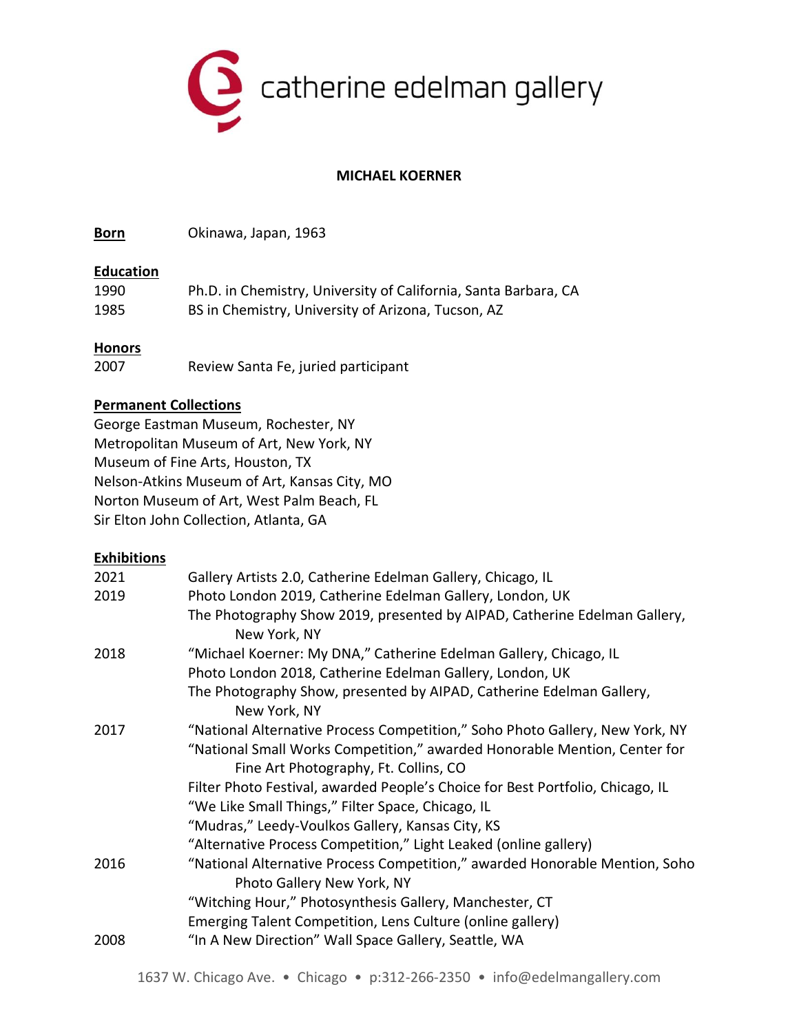catherine edelman gallery

# MICHAEL KOERNER

**Born** Okinawa, Japan, 1963

## Education

1990 Ph.D. in Chemistry, University of California, Santa Barbara, CA
1985 BS in Chemistry, University of Arizona, Tucson, AZ

## Honors

2007 Review Santa Fe, juried participant

## Permanent Collections

George Eastman Museum, Rochester, NY
Metropolitan Museum of Art, New York, NY
Museum of Fine Arts, Houston, TX
Nelson-Atkins Museum of Art, Kansas City, MO
Norton Museum of Art, West Palm Beach, FL
Sir Elton John Collection, Atlanta, GA

## Exhibitions

2021 Gallery Artists 2.0, Catherine Edelman Gallery, Chicago, IL

2019 Photo London 2019, Catherine Edelman Gallery, London, UK
The Photography Show 2019, presented by AIPAD, Catherine Edelman Gallery, New York, NY

2018 "Michael Koerner: My DNA," Catherine Edelman Gallery, Chicago, IL
Photo London 2018, Catherine Edelman Gallery, London, UK
The Photography Show, presented by AIPAD, Catherine Edelman Gallery, New York, NY

2017 "National Alternative Process Competition," Soho Photo Gallery, New York, NY
"National Small Works Competition," awarded Honorable Mention, Center for Fine Art Photography, Ft. Collins, CO
Filter Photo Festival, awarded People's Choice for Best Portfolio, Chicago, IL
"We Like Small Things," Filter Space, Chicago, IL
"Mudras," Leedy-Voulkos Gallery, Kansas City, KS
"Alternative Process Competition," Light Leaked (online gallery)

2016 "National Alternative Process Competition," awarded Honorable Mention, Soho Photo Gallery New York, NY
"Witching Hour," Photosynthesis Gallery, Manchester, CT
Emerging Talent Competition, Lens Culture (online gallery)

2008 "In A New Direction" Wall Space Gallery, Seattle, WA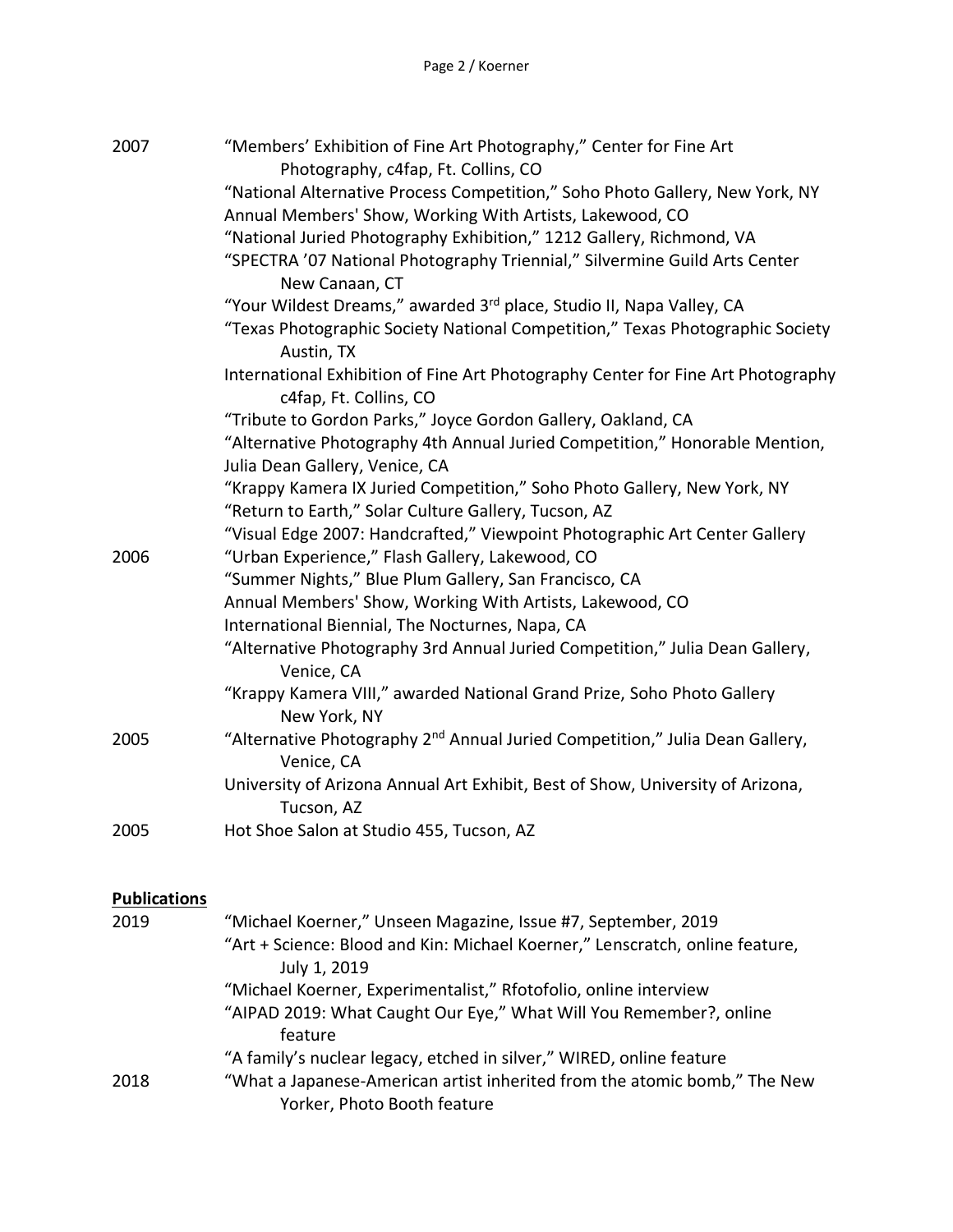2007
- "Members' Exhibition of Fine Art Photography," Center for Fine Art Photography, c4fap, Ft. Collins, CO
- "National Alternative Process Competition," Soho Photo Gallery, New York, NY
- Annual Members' Show, Working With Artists, Lakewood, CO
- "National Juried Photography Exhibition," 1212 Gallery, Richmond, VA
- "SPECTRA '07 National Photography Triennial," Silvermine Guild Arts Center New Canaan, CT
- "Your Wildest Dreams," awarded 3rd place, Studio II, Napa Valley, CA
- "Texas Photographic Society National Competition," Texas Photographic Society Austin, TX
- International Exhibition of Fine Art Photography Center for Fine Art Photography c4fap, Ft. Collins, CO
- "Tribute to Gordon Parks," Joyce Gordon Gallery, Oakland, CA
- "Alternative Photography 4th Annual Juried Competition," Honorable Mention, Julia Dean Gallery, Venice, CA
- "Krappy Kamera IX Juried Competition," Soho Photo Gallery, New York, NY
- "Return to Earth," Solar Culture Gallery, Tucson, AZ
- "Visual Edge 2007: Handcrafted," Viewpoint Photographic Art Center Gallery

2006
- "Urban Experience," Flash Gallery, Lakewood, CO
- "Summer Nights," Blue Plum Gallery, San Francisco, CA
- Annual Members' Show, Working With Artists, Lakewood, CO
- International Biennial, The Nocturnes, Napa, CA
- "Alternative Photography 3rd Annual Juried Competition," Julia Dean Gallery, Venice, CA
- "Krappy Kamera VIII," awarded National Grand Prize, Soho Photo Gallery New York, NY

2005
- "Alternative Photography 2nd Annual Juried Competition," Julia Dean Gallery, Venice, CA
- University of Arizona Annual Art Exhibit, Best of Show, University of Arizona, Tucson, AZ

2005
- Hot Shoe Salon at Studio 455, Tucson, AZ

## Publications

2019
- "Michael Koerner," Unseen Magazine, Issue #7, September, 2019
- "Art + Science: Blood and Kin: Michael Koerner," Lenscratch, online feature, July 1, 2019
- "Michael Koerner, Experimentalist," Rfotofolio, online interview
- "AIPAD 2019: What Caught Our Eye," What Will You Remember?, online feature
- "A family's nuclear legacy, etched in silver," WIRED, online feature

2018
- "What a Japanese-American artist inherited from the atomic bomb," The New Yorker, Photo Booth feature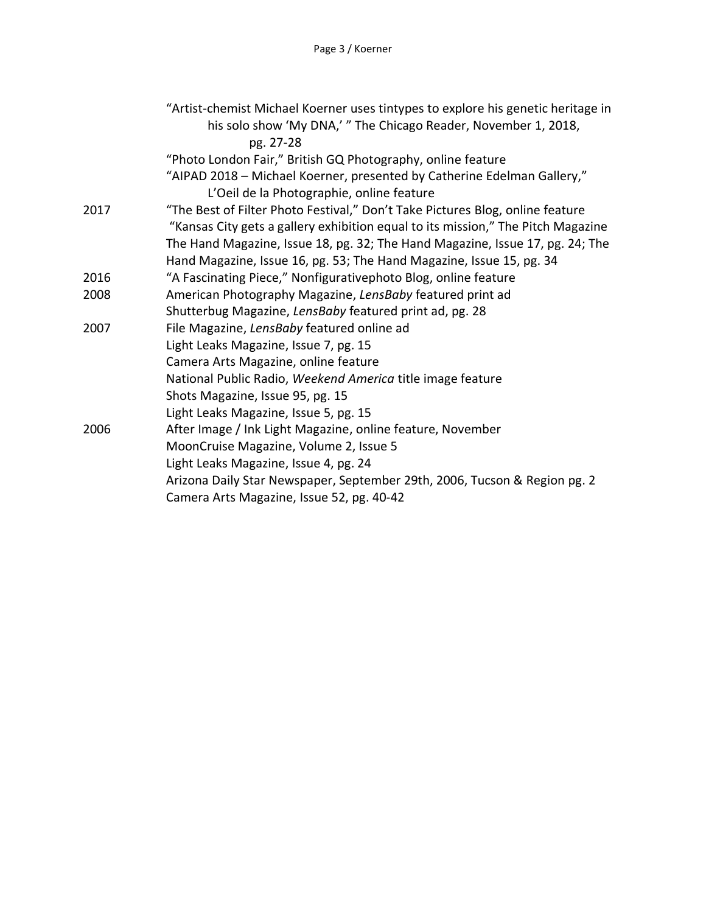“Artist-chemist Michael Koerner uses tintypes to explore his genetic heritage in his solo show ‘My DNA,’ ” The Chicago Reader, November 1, 2018, pg. 27-28

“Photo London Fair,” British GQ Photography, online feature

“AIPAD 2018 – Michael Koerner, presented by Catherine Edelman Gallery,” L’Oeil de la Photographie, online feature

2017
“The Best of Filter Photo Festival,” Don’t Take Pictures Blog, online feature
“Kansas City gets a gallery exhibition equal to its mission,” The Pitch Magazine
The Hand Magazine, Issue 18, pg. 32; The Hand Magazine, Issue 17, pg. 24; The Hand Magazine, Issue 16, pg. 53; The Hand Magazine, Issue 15, pg. 34

2016
“A Fascinating Piece,” Nonfigurativephoto Blog, online feature

2008
American Photography Magazine, *LensBaby* featured print ad
Shutterbug Magazine, *LensBaby* featured print ad, pg. 28

2007
File Magazine, *LensBaby* featured online ad
Light Leaks Magazine, Issue 7, pg. 15
Camera Arts Magazine, online feature
National Public Radio, *Weekend America* title image feature
Shots Magazine, Issue 95, pg. 15
Light Leaks Magazine, Issue 5, pg. 15

2006
After Image / Ink Light Magazine, online feature, November
MoonCruise Magazine, Volume 2, Issue 5
Light Leaks Magazine, Issue 4, pg. 24
Arizona Daily Star Newspaper, September 29th, 2006, Tucson & Region pg. 2
Camera Arts Magazine, Issue 52, pg. 40-42